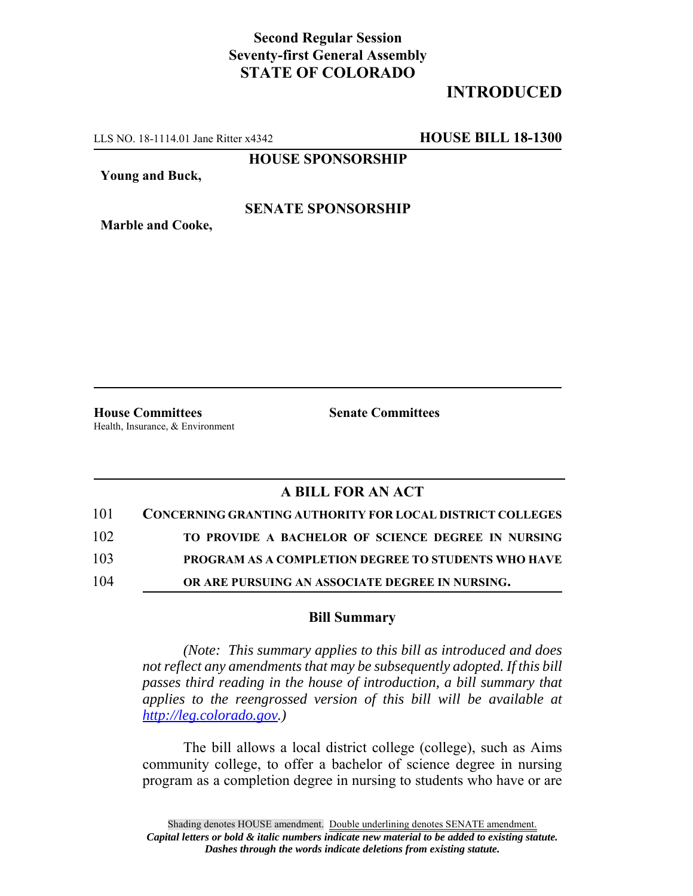**Second Regular Session**
**Seventy-first General Assembly**
**STATE OF COLORADO**

## INTRODUCED

LLS NO. 18-1114.01 Jane Ritter x4342 **HOUSE BILL 18-1300**

**HOUSE SPONSORSHIP**

**Young and Buck,**

**SENATE SPONSORSHIP**

**Marble and Cooke,**

**House Committees**
Health, Insurance, & Environment

**Senate Committees**

### A BILL FOR AN ACT

101 **CONCERNING GRANTING AUTHORITY FOR LOCAL DISTRICT COLLEGES**
102 **TO PROVIDE A BACHELOR OF SCIENCE DEGREE IN NURSING**
103 **PROGRAM AS A COMPLETION DEGREE TO STUDENTS WHO HAVE**
104 **OR ARE PURSUING AN ASSOCIATE DEGREE IN NURSING.**

### Bill Summary

*(Note: This summary applies to this bill as introduced and does not reflect any amendments that may be subsequently adopted. If this bill passes third reading in the house of introduction, a bill summary that applies to the reengrossed version of this bill will be available at http://leg.colorado.gov.)*

The bill allows a local district college (college), such as Aims community college, to offer a bachelor of science degree in nursing program as a completion degree in nursing to students who have or are

Shading denotes HOUSE amendment. Double underlining denotes SENATE amendment.
***Capital letters or bold & italic numbers indicate new material to be added to existing statute.***
***Dashes through the words indicate deletions from existing statute.***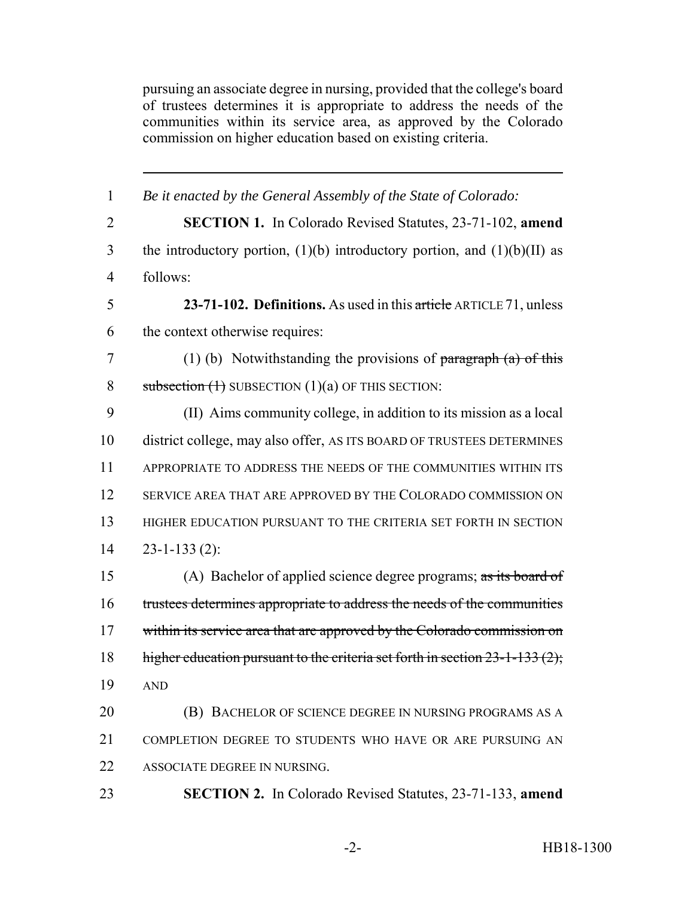pursuing an associate degree in nursing, provided that the college's board of trustees determines it is appropriate to address the needs of the communities within its service area, as approved by the Colorado commission on higher education based on existing criteria.

---

1 *Be it enacted by the General Assembly of the State of Colorado:*

2 **SECTION 1.** In Colorado Revised Statutes, 23-71-102, **amend**
3 the introductory portion, (1)(b) introductory portion, and (1)(b)(II) as
4 follows:

5 **23-71-102. Definitions.** As used in this ~~article~~ ARTICLE 71, unless
6 the context otherwise requires:

7 (1) (b) Notwithstanding the provisions of ~~paragraph (a) of this~~
8 ~~subsection (1)~~ SUBSECTION (1)(a) OF THIS SECTION:

9 (II) Aims community college, in addition to its mission as a local
10 district college, may also offer, AS ITS BOARD OF TRUSTEES DETERMINES
11 APPROPRIATE TO ADDRESS THE NEEDS OF THE COMMUNITIES WITHIN ITS
12 SERVICE AREA THAT ARE APPROVED BY THE COLORADO COMMISSION ON
13 HIGHER EDUCATION PURSUANT TO THE CRITERIA SET FORTH IN SECTION
14 23-1-133 (2):

15 (A) Bachelor of applied science degree programs; ~~as its board of~~
16 ~~trustees determines appropriate to address the needs of the communities~~
17 ~~within its service area that are approved by the Colorado commission on~~
18 ~~higher education pursuant to the criteria set forth in section 23-1-133 (2);~~
19 AND

20 (B) BACHELOR OF SCIENCE DEGREE IN NURSING PROGRAMS AS A
21 COMPLETION DEGREE TO STUDENTS WHO HAVE OR ARE PURSUING AN
22 ASSOCIATE DEGREE IN NURSING.

23 **SECTION 2.** In Colorado Revised Statutes, 23-71-133, **amend**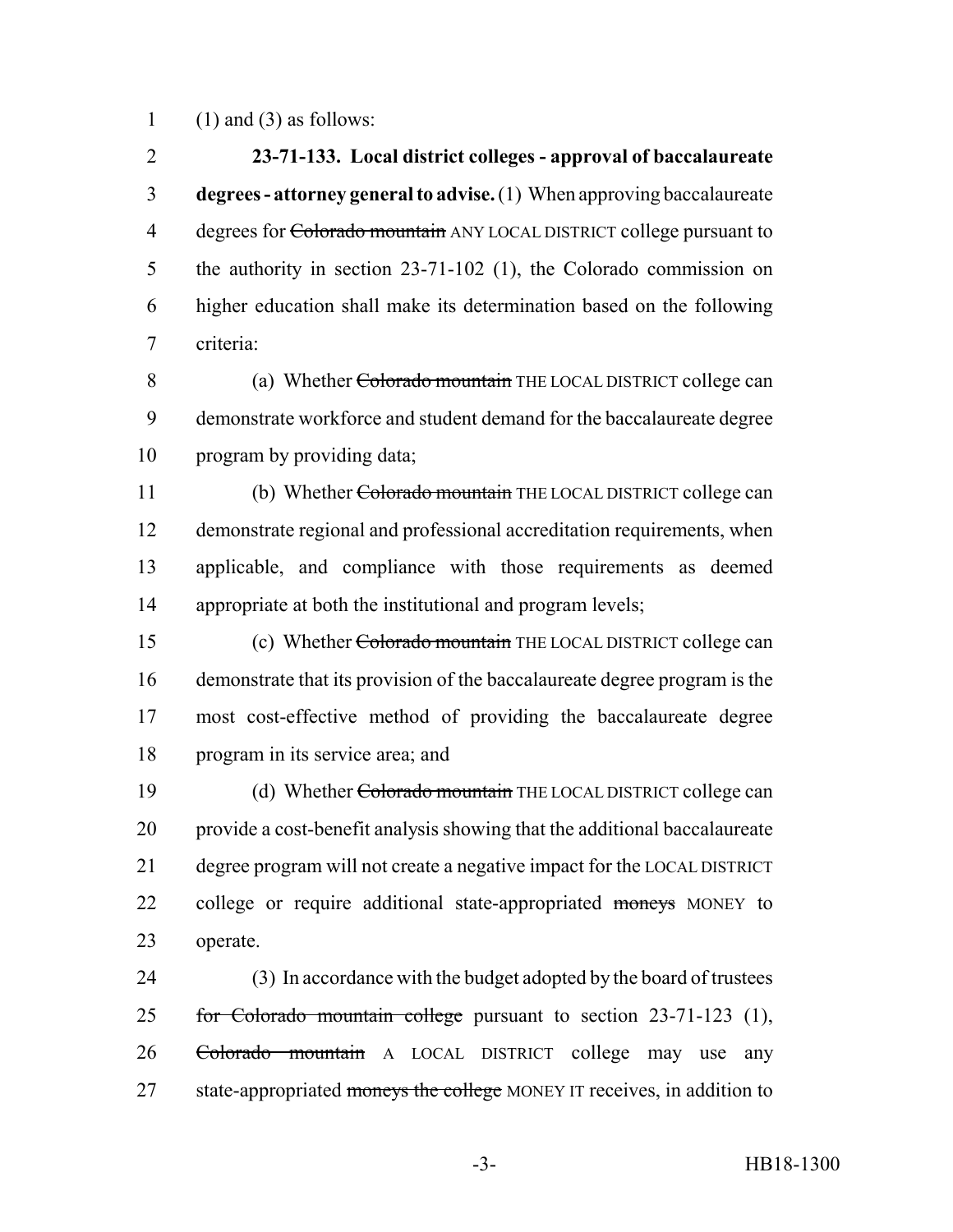(1) and (3) as follows:

**23-71-133. Local district colleges - approval of baccalaureate degrees - attorney general to advise.** (1) When approving baccalaureate degrees for ~~Colorado mountain~~ ANY LOCAL DISTRICT college pursuant to the authority in section 23-71-102 (1), the Colorado commission on higher education shall make its determination based on the following criteria:

(a) Whether ~~Colorado mountain~~ THE LOCAL DISTRICT college can demonstrate workforce and student demand for the baccalaureate degree program by providing data;

(b) Whether ~~Colorado mountain~~ THE LOCAL DISTRICT college can demonstrate regional and professional accreditation requirements, when applicable, and compliance with those requirements as deemed appropriate at both the institutional and program levels;

(c) Whether ~~Colorado mountain~~ THE LOCAL DISTRICT college can demonstrate that its provision of the baccalaureate degree program is the most cost-effective method of providing the baccalaureate degree program in its service area; and

(d) Whether ~~Colorado mountain~~ THE LOCAL DISTRICT college can provide a cost-benefit analysis showing that the additional baccalaureate degree program will not create a negative impact for the LOCAL DISTRICT college or require additional state-appropriated ~~moneys~~ MONEY to operate.

(3) In accordance with the budget adopted by the board of trustees ~~for Colorado mountain college~~ pursuant to section 23-71-123 (1), ~~Colorado mountain~~ A LOCAL DISTRICT college may use any state-appropriated ~~moneys the college~~ MONEY IT receives, in addition to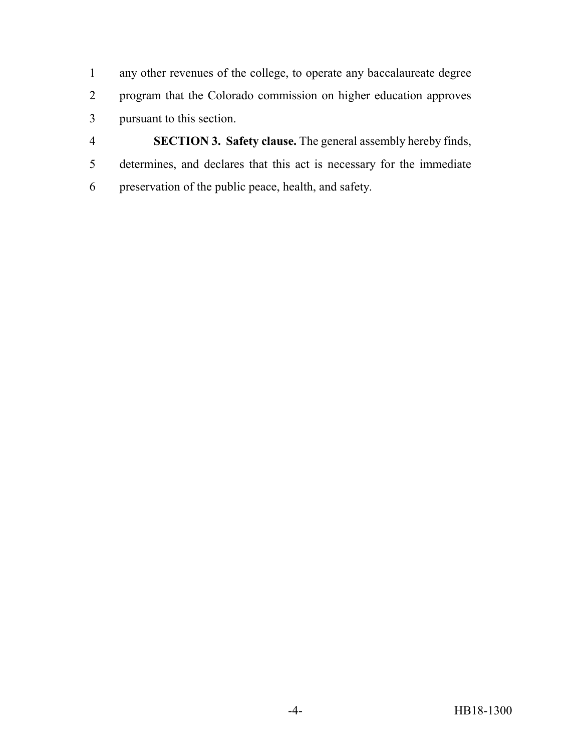any other revenues of the college, to operate any baccalaureate degree program that the Colorado commission on higher education approves pursuant to this section.

**SECTION 3. Safety clause.** The general assembly hereby finds, determines, and declares that this act is necessary for the immediate preservation of the public peace, health, and safety.